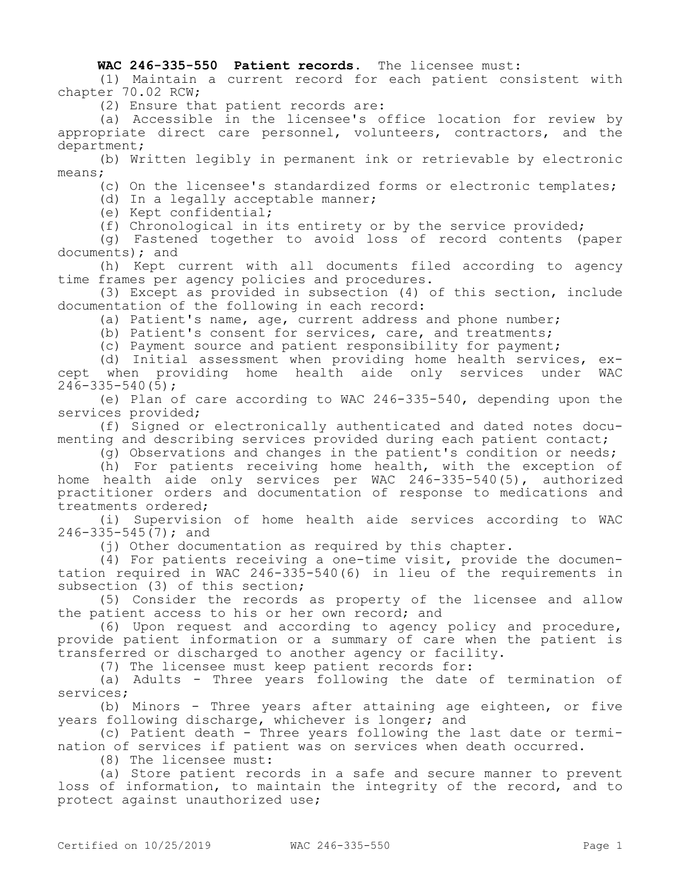**WAC 246-335-550 Patient records.** The licensee must:

(1) Maintain a current record for each patient consistent with chapter 70.02 RCW;

(2) Ensure that patient records are:

(a) Accessible in the licensee's office location for review by appropriate direct care personnel, volunteers, contractors, and the department;

(b) Written legibly in permanent ink or retrievable by electronic means;

(c) On the licensee's standardized forms or electronic templates;

(d) In a legally acceptable manner;

(e) Kept confidential;

(f) Chronological in its entirety or by the service provided;

(g) Fastened together to avoid loss of record contents (paper documents); and

(h) Kept current with all documents filed according to agency time frames per agency policies and procedures.

(3) Except as provided in subsection (4) of this section, include documentation of the following in each record:

(a) Patient's name, age, current address and phone number;

(b) Patient's consent for services, care, and treatments;

(c) Payment source and patient responsibility for payment;

(d) Initial assessment when providing home health services, except when providing home health aide only services under WAC 246-335-540(5);

(e) Plan of care according to WAC 246-335-540, depending upon the services provided;

(f) Signed or electronically authenticated and dated notes documenting and describing services provided during each patient contact;

(g) Observations and changes in the patient's condition or needs;

(h) For patients receiving home health, with the exception of home health aide only services per WAC 246-335-540(5), authorized practitioner orders and documentation of response to medications and treatments ordered;

(i) Supervision of home health aide services according to WAC 246-335-545(7); and

(j) Other documentation as required by this chapter.

(4) For patients receiving a one-time visit, provide the documentation required in WAC 246-335-540(6) in lieu of the requirements in subsection (3) of this section;

(5) Consider the records as property of the licensee and allow the patient access to his or her own record; and

(6) Upon request and according to agency policy and procedure, provide patient information or a summary of care when the patient is transferred or discharged to another agency or facility.

(7) The licensee must keep patient records for:

(a) Adults - Three years following the date of termination of services;

(b) Minors - Three years after attaining age eighteen, or five years following discharge, whichever is longer; and

(c) Patient death - Three years following the last date or termination of services if patient was on services when death occurred.

(8) The licensee must:

(a) Store patient records in a safe and secure manner to prevent loss of information, to maintain the integrity of the record, and to protect against unauthorized use;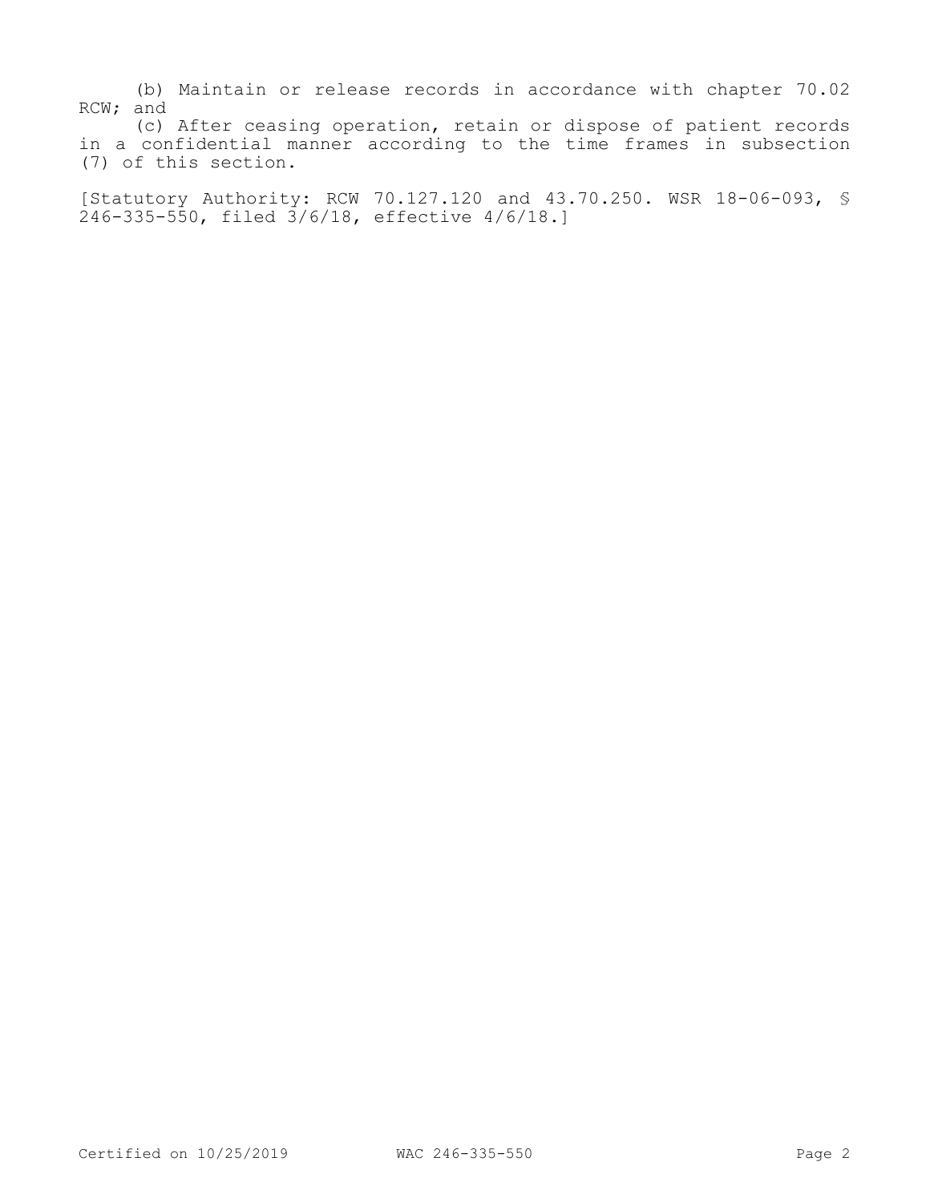(b) Maintain or release records in accordance with chapter 70.02 RCW; and

(c) After ceasing operation, retain or dispose of patient records in a confidential manner according to the time frames in subsection (7) of this section.

[Statutory Authority: RCW 70.127.120 and 43.70.250. WSR 18-06-093, § 246-335-550, filed 3/6/18, effective 4/6/18.]